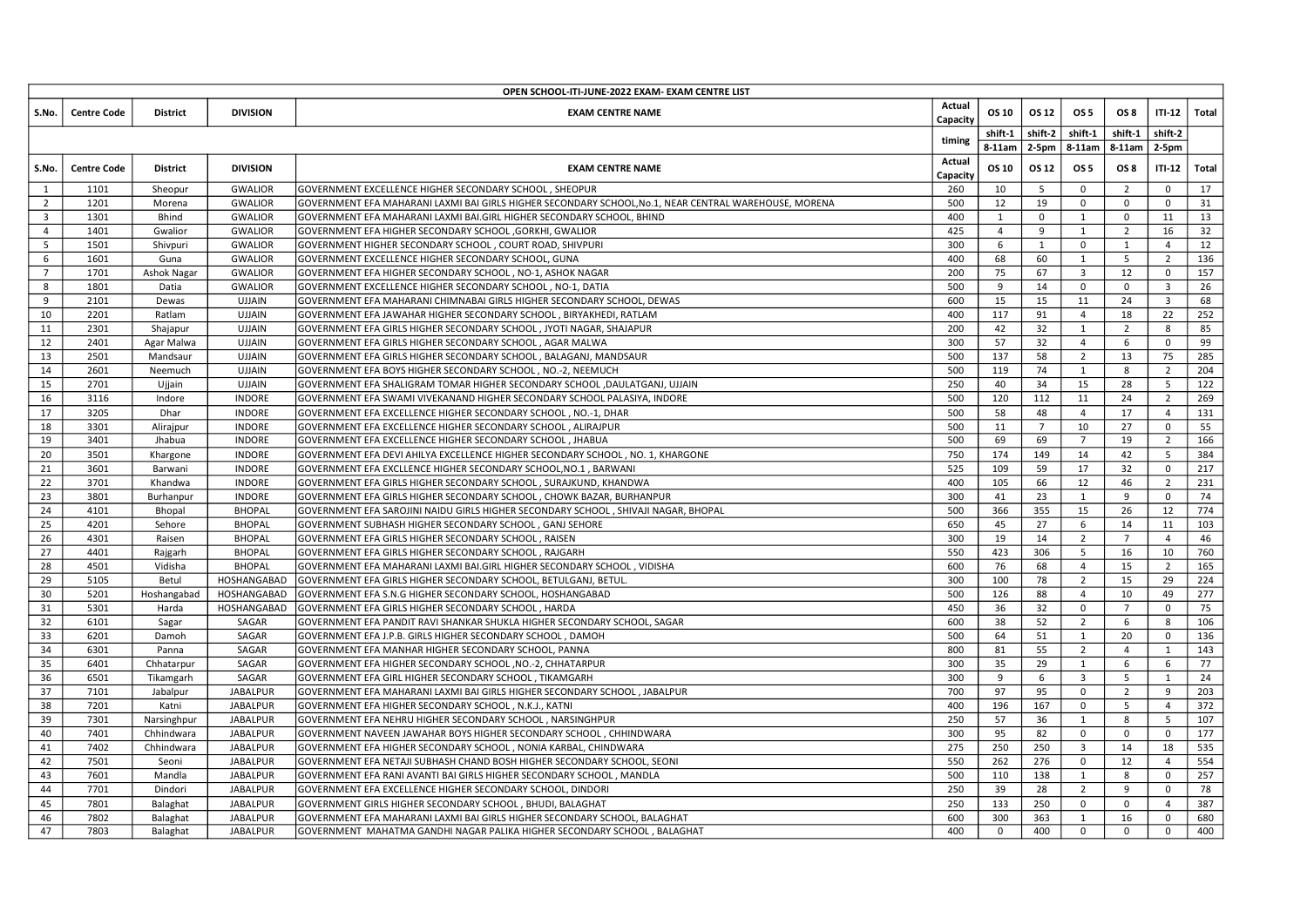# OPEN SCHOOL-ITI-JUNE-2022 EXAM- EXAM CENTRE LIST

| S.No. | Centre Code | District | DIVISION | EXAM CENTRE NAME | Actual Capacity | OS 10 | OS 12 | OS 5 | OS 8 | ITI-12 | Total |
|---|---|---|---|---|---|---|---|---|---|---|---|
| | | | | | timing | shift-1 8-11am | shift-2 2-5pm | shift-1 8-11am | shift-1 8-11am | shift-2 2-5pm | |
| S.No. | Centre Code | District | DIVISION | EXAM CENTRE NAME | Actual Capacity | OS 10 | OS 12 | OS 5 | OS 8 | ITI-12 | Total |
| 1 | 1101 | Sheopur | GWALIOR | GOVERNMENT EXCELLENCE HIGHER SECONDARY SCHOOL , SHEOPUR | 260 | 10 | 5 | 0 | 2 | 0 | 17 |
| 2 | 1201 | Morena | GWALIOR | GOVERNMENT EFA MAHARANI LAXMI BAI GIRLS HIGHER SECONDARY SCHOOL,No.1, NEAR CENTRAL WAREHOUSE, MORENA | 500 | 12 | 19 | 0 | 0 | 0 | 31 |
| 3 | 1301 | Bhind | GWALIOR | GOVERNMENT EFA MAHARANI LAXMI BAI.GIRL HIGHER SECONDARY SCHOOL, BHIND | 400 | 1 | 0 | 1 | 0 | 11 | 13 |
| 4 | 1401 | Gwalior | GWALIOR | GOVERNMENT EFA HIGHER SECONDARY SCHOOL ,GORKHI, GWALIOR | 425 | 4 | 9 | 1 | 2 | 16 | 32 |
| 5 | 1501 | Shivpuri | GWALIOR | GOVERNMENT HIGHER SECONDARY SCHOOL , COURT ROAD, SHIVPURI | 300 | 6 | 1 | 0 | 1 | 4 | 12 |
| 6 | 1601 | Guna | GWALIOR | GOVERNMENT EXCELLENCE HIGHER SECONDARY SCHOOL, GUNA | 400 | 68 | 60 | 1 | 5 | 2 | 136 |
| 7 | 1701 | Ashok Nagar | GWALIOR | GOVERNMENT EFA HIGHER SECONDARY SCHOOL , NO-1, ASHOK NAGAR | 200 | 75 | 67 | 3 | 12 | 0 | 157 |
| 8 | 1801 | Datia | GWALIOR | GOVERNMENT EXCELLENCE HIGHER SECONDARY SCHOOL , NO-1, DATIA | 500 | 9 | 14 | 0 | 0 | 3 | 26 |
| 9 | 2101 | Dewas | UJJAIN | GOVERNMENT EFA MAHARANI CHIMNABAI GIRLS HIGHER SECONDARY SCHOOL, DEWAS | 600 | 15 | 15 | 11 | 24 | 3 | 68 |
| 10 | 2201 | Ratlam | UJJAIN | GOVERNMENT EFA JAWAHAR HIGHER SECONDARY SCHOOL , BIRYAKHEDI, RATLAM | 400 | 117 | 91 | 4 | 18 | 22 | 252 |
| 11 | 2301 | Shajapur | UJJAIN | GOVERNMENT EFA GIRLS HIGHER SECONDARY SCHOOL , JYOTI NAGAR, SHAJAPUR | 200 | 42 | 32 | 1 | 2 | 8 | 85 |
| 12 | 2401 | Agar Malwa | UJJAIN | GOVERNMENT EFA GIRLS HIGHER SECONDARY SCHOOL , AGAR MALWA | 300 | 57 | 32 | 4 | 6 | 0 | 99 |
| 13 | 2501 | Mandsaur | UJJAIN | GOVERNMENT EFA GIRLS HIGHER SECONDARY SCHOOL , BALAGANJ, MANDSAUR | 500 | 137 | 58 | 2 | 13 | 75 | 285 |
| 14 | 2601 | Neemuch | UJJAIN | GOVERNMENT EFA BOYS HIGHER SECONDARY SCHOOL , NO.-2, NEEMUCH | 500 | 119 | 74 | 1 | 8 | 2 | 204 |
| 15 | 2701 | Ujjain | UJJAIN | GOVERNMENT EFA SHALIGRAM TOMAR HIGHER SECONDARY SCHOOL ,DAULATGANJ, UJJAIN | 250 | 40 | 34 | 15 | 28 | 5 | 122 |
| 16 | 3116 | Indore | INDORE | GOVERNMENT EFA SWAMI VIVEKANAND HIGHER SECONDARY SCHOOL PALASIYA, INDORE | 500 | 120 | 112 | 11 | 24 | 2 | 269 |
| 17 | 3205 | Dhar | INDORE | GOVERNMENT EFA EXCELLENCE HIGHER SECONDARY SCHOOL , NO.-1, DHAR | 500 | 58 | 48 | 4 | 17 | 4 | 131 |
| 18 | 3301 | Alirajpur | INDORE | GOVERNMENT EFA EXCELLENCE HIGHER SECONDARY SCHOOL , ALIRAJPUR | 500 | 11 | 7 | 10 | 27 | 0 | 55 |
| 19 | 3401 | Jhabua | INDORE | GOVERNMENT EFA EXCELLENCE HIGHER SECONDARY SCHOOL , JHABUA | 500 | 69 | 69 | 7 | 19 | 2 | 166 |
| 20 | 3501 | Khargone | INDORE | GOVERNMENT EFA DEVI AHILYA EXCELLENCE HIGHER SECONDARY SCHOOL , NO. 1, KHARGONE | 750 | 174 | 149 | 14 | 42 | 5 | 384 |
| 21 | 3601 | Barwani | INDORE | GOVERNMENT EFA EXCLLENCE HIGHER SECONDARY SCHOOL,NO.1 , BARWANI | 525 | 109 | 59 | 17 | 32 | 0 | 217 |
| 22 | 3701 | Khandwa | INDORE | GOVERNMENT EFA GIRLS HIGHER SECONDARY SCHOOL , SURAJKUND, KHANDWA | 400 | 105 | 66 | 12 | 46 | 2 | 231 |
| 23 | 3801 | Burhanpur | INDORE | GOVERNMENT EFA GIRLS HIGHER SECONDARY SCHOOL , CHOWK BAZAR, BURHANPUR | 300 | 41 | 23 | 1 | 9 | 0 | 74 |
| 24 | 4101 | Bhopal | BHOPAL | GOVERNMENT EFA SAROJINI NAIDU GIRLS HIGHER SECONDARY SCHOOL , SHIVAJI NAGAR, BHOPAL | 500 | 366 | 355 | 15 | 26 | 12 | 774 |
| 25 | 4201 | Sehore | BHOPAL | GOVERNMENT SUBHASH HIGHER SECONDARY SCHOOL , GANJ SEHORE | 650 | 45 | 27 | 6 | 14 | 11 | 103 |
| 26 | 4301 | Raisen | BHOPAL | GOVERNMENT EFA GIRLS HIGHER SECONDARY SCHOOL , RAISEN | 300 | 19 | 14 | 2 | 7 | 4 | 46 |
| 27 | 4401 | Rajgarh | BHOPAL | GOVERNMENT EFA GIRLS HIGHER SECONDARY SCHOOL , RAJGARH | 550 | 423 | 306 | 5 | 16 | 10 | 760 |
| 28 | 4501 | Vidisha | BHOPAL | GOVERNMENT EFA MAHARANI LAXMI BAI.GIRL HIGHER SECONDARY SCHOOL , VIDISHA | 600 | 76 | 68 | 4 | 15 | 2 | 165 |
| 29 | 5105 | Betul | HOSHANGABAD | GOVERNMENT EFA GIRLS HIGHER SECONDARY SCHOOL, BETULGANJ, BETUL. | 300 | 100 | 78 | 2 | 15 | 29 | 224 |
| 30 | 5201 | Hoshangabad | HOSHANGABAD | GOVERNMENT EFA S.N.G HIGHER SECONDARY SCHOOL, HOSHANGABAD | 500 | 126 | 88 | 4 | 10 | 49 | 277 |
| 31 | 5301 | Harda | HOSHANGABAD | GOVERNMENT EFA GIRLS HIGHER SECONDARY SCHOOL , HARDA | 450 | 36 | 32 | 0 | 7 | 0 | 75 |
| 32 | 6101 | Sagar | SAGAR | GOVERNMENT EFA PANDIT RAVI SHANKAR SHUKLA HIGHER SECONDARY SCHOOL, SAGAR | 600 | 38 | 52 | 2 | 6 | 8 | 106 |
| 33 | 6201 | Damoh | SAGAR | GOVERNMENT EFA J.P.B. GIRLS HIGHER SECONDARY SCHOOL , DAMOH | 500 | 64 | 51 | 1 | 20 | 0 | 136 |
| 34 | 6301 | Panna | SAGAR | GOVERNMENT EFA MANHAR HIGHER SECONDARY SCHOOL, PANNA | 800 | 81 | 55 | 2 | 4 | 1 | 143 |
| 35 | 6401 | Chhatarpur | SAGAR | GOVERNMENT EFA HIGHER SECONDARY SCHOOL ,NO.-2, CHHATARPUR | 300 | 35 | 29 | 1 | 6 | 6 | 77 |
| 36 | 6501 | Tikamgarh | SAGAR | GOVERNMENT EFA GIRL HIGHER SECONDARY SCHOOL , TIKAMGARH | 300 | 9 | 6 | 3 | 5 | 1 | 24 |
| 37 | 7101 | Jabalpur | JABALPUR | GOVERNMENT EFA MAHARANI LAXMI BAI GIRLS HIGHER SECONDARY SCHOOL , JABALPUR | 700 | 97 | 95 | 0 | 2 | 9 | 203 |
| 38 | 7201 | Katni | JABALPUR | GOVERNMENT EFA HIGHER SECONDARY SCHOOL , N.K.J., KATNI | 400 | 196 | 167 | 0 | 5 | 4 | 372 |
| 39 | 7301 | Narsinghpur | JABALPUR | GOVERNMENT EFA NEHRU HIGHER SECONDARY SCHOOL , NARSINGHPUR | 250 | 57 | 36 | 1 | 8 | 5 | 107 |
| 40 | 7401 | Chhindwara | JABALPUR | GOVERNMENT NAVEEN JAWAHAR BOYS HIGHER SECONDARY SCHOOL , CHHINDWARA | 300 | 95 | 82 | 0 | 0 | 0 | 177 |
| 41 | 7402 | Chhindwara | JABALPUR | GOVERNMENT EFA HIGHER SECONDARY SCHOOL , NONIA KARBAL, CHINDWARA | 275 | 250 | 250 | 3 | 14 | 18 | 535 |
| 42 | 7501 | Seoni | JABALPUR | GOVERNMENT EFA NETAJI SUBHASH CHAND BOSH HIGHER SECONDARY SCHOOL, SEONI | 550 | 262 | 276 | 0 | 12 | 4 | 554 |
| 43 | 7601 | Mandla | JABALPUR | GOVERNMENT EFA RANI AVANTI BAI GIRLS HIGHER SECONDARY SCHOOL , MANDLA | 500 | 110 | 138 | 1 | 8 | 0 | 257 |
| 44 | 7701 | Dindori | JABALPUR | GOVERNMENT EFA EXCELLENCE HIGHER SECONDARY SCHOOL, DINDORI | 250 | 39 | 28 | 2 | 9 | 0 | 78 |
| 45 | 7801 | Balaghat | JABALPUR | GOVERNMENT GIRLS HIGHER SECONDARY SCHOOL , BHUDI, BALAGHAT | 250 | 133 | 250 | 0 | 0 | 4 | 387 |
| 46 | 7802 | Balaghat | JABALPUR | GOVERNMENT EFA MAHARANI LAXMI BAI GIRLS HIGHER SECONDARY SCHOOL, BALAGHAT | 600 | 300 | 363 | 1 | 16 | 0 | 680 |
| 47 | 7803 | Balaghat | JABALPUR | GOVERNMENT MAHATMA GANDHI NAGAR PALIKA HIGHER SECONDARY SCHOOL , BALAGHAT | 400 | 0 | 400 | 0 | 0 | 0 | 400 |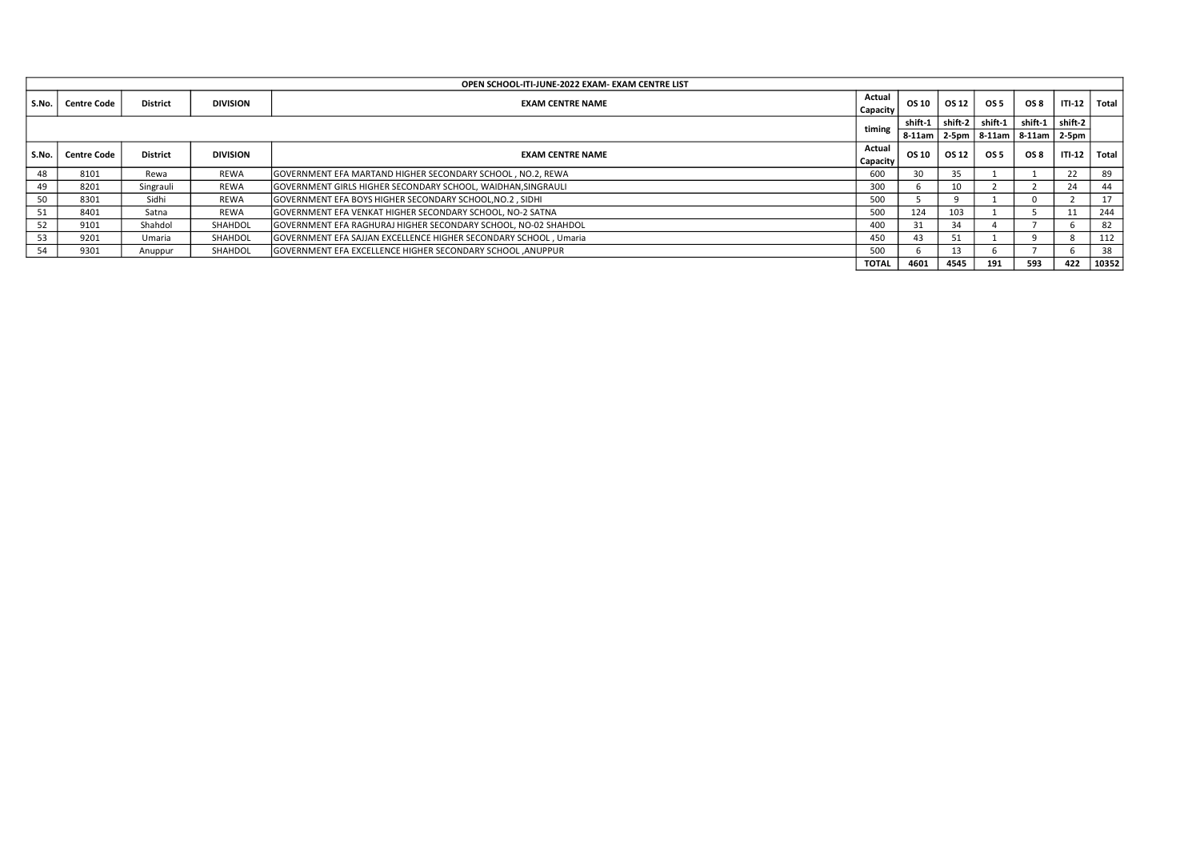| OPEN SCHOOL-ITI-JUNE-2022 EXAM- EXAM CENTRE LIST | | | | | | | | | | | |
|---|---|---|---|---|---|---|---|---|---|---|---|
| S.No. | Centre Code | District | DIVISION | EXAM CENTRE NAME | Actual Capacity | OS 10 | OS 12 | OS 5 | OS 8 | ITI-12 | Total |
| | | | | | timing | shift-1 8-11am | shift-2 2-5pm | shift-1 8-11am | shift-1 8-11am | shift-2 2-5pm | |
| S.No. | Centre Code | District | DIVISION | EXAM CENTRE NAME | Actual Capacity | OS 10 | OS 12 | OS 5 | OS 8 | ITI-12 | Total |
| 48 | 8101 | Rewa | REWA | GOVERNMENT EFA MARTAND HIGHER SECONDARY SCHOOL , NO.2, REWA | 600 | 30 | 35 | 1 | 1 | 22 | 89 |
| 49 | 8201 | Singrauli | REWA | GOVERNMENT GIRLS HIGHER SECONDARY SCHOOL, WAIDHAN,SINGRAULI | 300 | 6 | 10 | 2 | 2 | 24 | 44 |
| 50 | 8301 | Sidhi | REWA | GOVERNMENT EFA BOYS HIGHER SECONDARY SCHOOL,NO.2 , SIDHI | 500 | 5 | 9 | 1 | 0 | 2 | 17 |
| 51 | 8401 | Satna | REWA | GOVERNMENT EFA VENKAT HIGHER SECONDARY SCHOOL, NO-2 SATNA | 500 | 124 | 103 | 1 | 5 | 11 | 244 |
| 52 | 9101 | Shahdol | SHAHDOL | GOVERNMENT EFA RAGHURAJ HIGHER SECONDARY SCHOOL, NO-02 SHAHDOL | 400 | 31 | 34 | 4 | 7 | 6 | 82 |
| 53 | 9201 | Umaria | SHAHDOL | GOVERNMENT EFA SAJJAN EXCELLENCE HIGHER SECONDARY SCHOOL , Umaria | 450 | 43 | 51 | 1 | 9 | 8 | 112 |
| 54 | 9301 | Anuppur | SHAHDOL | GOVERNMENT EFA EXCELLENCE HIGHER SECONDARY SCHOOL ,ANUPPUR | 500 | 6 | 13 | 6 | 7 | 6 | 38 |
| | | | | | **TOTAL** | **4601** | **4545** | **191** | **593** | **422** | **10352** |